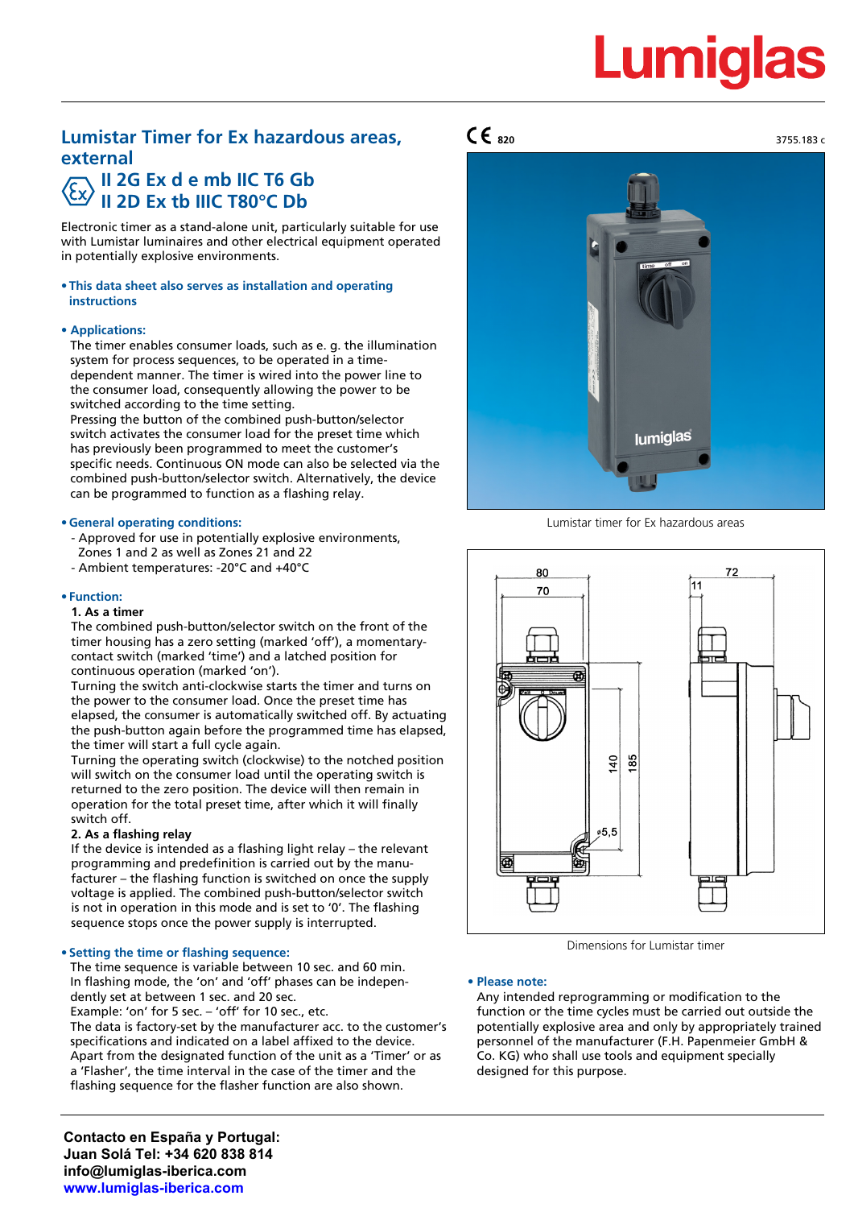# Lumiglas

## Lumistar Timer for Ex hazardous areas, external

### II 2G Ex d e mb IIC T6 Gb
### II 2D Ex tb IIIC T80°C Db

CE 820

3755.183 c

Electronic timer as a stand-alone unit, particularly suitable for use with Lumistar luminaires and other electrical equipment operated in potentially explosive environments.

**• This data sheet also serves as installation and operating instructions**

**• Applications:**

The timer enables consumer loads, such as e. g. the illumination system for process sequences, to be operated in a time-dependent manner. The timer is wired into the power line to the consumer load, consequently allowing the power to be switched according to the time setting.
Pressing the button of the combined push-button/selector switch activates the consumer load for the preset time which has previously been programmed to meet the customer's specific needs. Continuous ON mode can also be selected via the combined push-button/selector switch. Alternatively, the device can be programmed to function as a flashing relay.

**• General operating conditions:**

- Approved for use in potentially explosive environments, Zones 1 and 2 as well as Zones 21 and 22
- Ambient temperatures: -20°C and +40°C

**• Function:**

**1. As a timer**

The combined push-button/selector switch on the front of the timer housing has a zero setting (marked 'off'), a momentary-contact switch (marked 'time') and a latched position for continuous operation (marked 'on').
Turning the switch anti-clockwise starts the timer and turns on the power to the consumer load. Once the preset time has elapsed, the consumer is automatically switched off. By actuating the push-button again before the programmed time has elapsed, the timer will start a full cycle again.
Turning the operating switch (clockwise) to the notched position will switch on the consumer load until the operating switch is returned to the zero position. The device will then remain in operation for the total preset time, after which it will finally switch off.

**2. As a flashing relay**

If the device is intended as a flashing light relay – the relevant programming and predefinition is carried out by the manufacturer – the flashing function is switched on once the supply voltage is applied. The combined push-button/selector switch is not in operation in this mode and is set to '0'. The flashing sequence stops once the power supply is interrupted.

**• Setting the time or flashing sequence:**

The time sequence is variable between 10 sec. and 60 min.
In flashing mode, the 'on' and 'off' phases can be independently set at between 1 sec. and 20 sec.
Example: 'on' for 5 sec. – 'off' for 10 sec., etc.
The data is factory-set by the manufacturer acc. to the customer's specifications and indicated on a label affixed to the device.
Apart from the designated function of the unit as a 'Timer' or as a 'Flasher', the time interval in the case of the timer and the flashing sequence for the flasher function are also shown.

Lumistar timer for Ex hazardous areas

Dimensions for Lumistar timer

**• Please note:**

Any intended reprogramming or modification to the function or the time cycles must be carried out outside the potentially explosive area and only by appropriately trained personnel of the manufacturer (F.H. Papenmeier GmbH & Co. KG) who shall use tools and equipment specially designed for this purpose.

**Contacto en España y Portugal:**
**Juan Solá Tel: +34 620 838 814**
**info@lumiglas-iberica.com**
**www.lumiglas-iberica.com**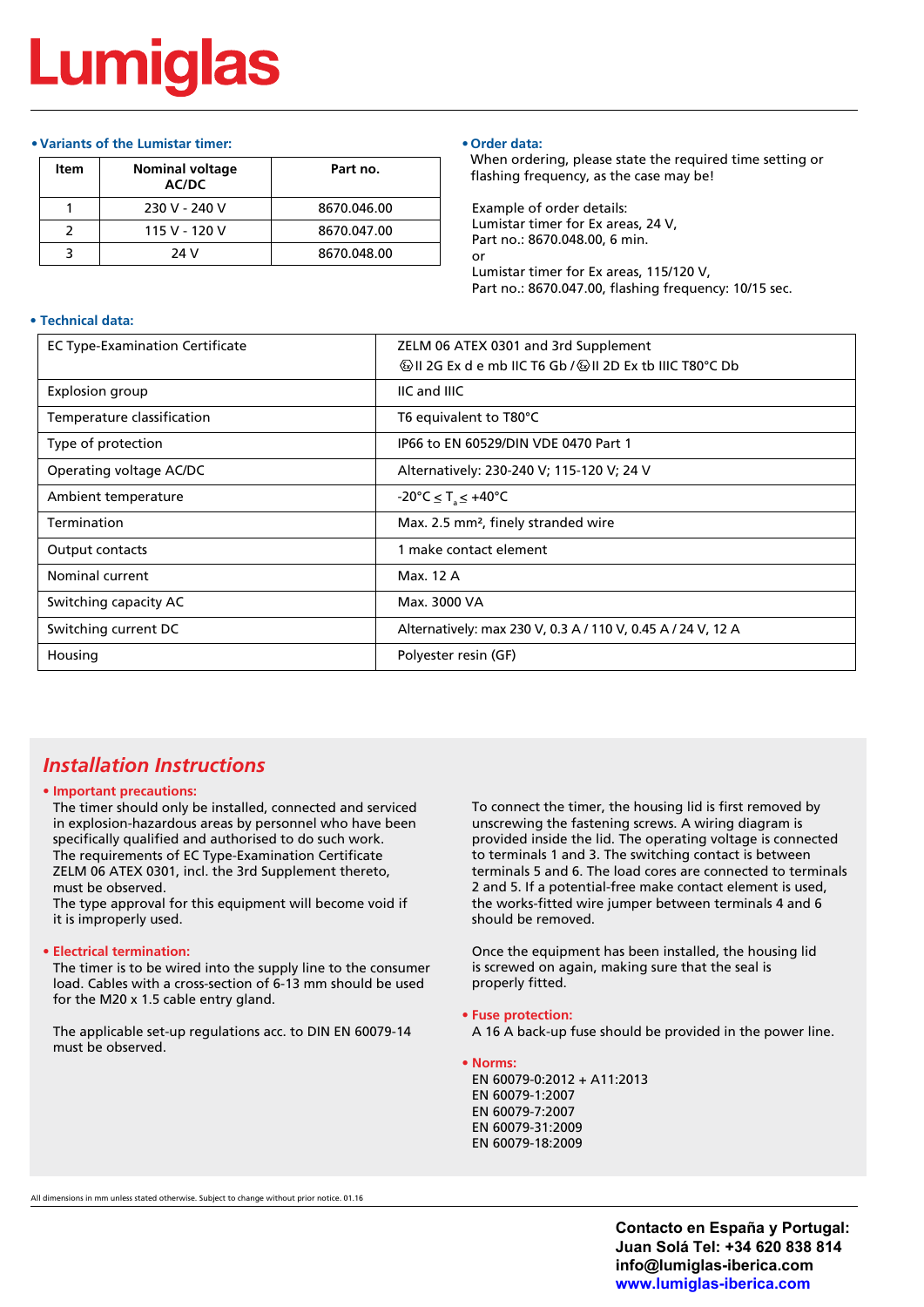# Lumiglas

**• Variants of the Lumistar timer:**

| Item | Nominal voltage AC/DC | Part no. |
|---|---|---|
| 1 | 230 V - 240 V | 8670.046.00 |
| 2 | 115 V - 120 V | 8670.047.00 |
| 3 | 24 V | 8670.048.00 |

**• Order data:**

When ordering, please state the required time setting or flashing frequency, as the case may be!

Example of order details:
Lumistar timer for Ex areas, 24 V,
Part no.: 8670.048.00, 6 min.
or
Lumistar timer for Ex areas, 115/120 V,
Part no.: 8670.047.00, flashing frequency: 10/15 sec.

**• Technical data:**

| | |
|---|---|
| EC Type-Examination Certificate | ZELM 06 ATEX 0301 and 3rd Supplement<br>Ⓔx II 2G Ex d e mb IIC T6 Gb / Ⓔx II 2D Ex tb IIIC T80°C Db |
| Explosion group | IIC and IIIC |
| Temperature classification | T6 equivalent to T80°C |
| Type of protection | IP66 to EN 60529/DIN VDE 0470 Part 1 |
| Operating voltage AC/DC | Alternatively: 230-240 V; 115-120 V; 24 V |
| Ambient temperature | -20°C ≤ $T_a$ ≤ +40°C |
| Termination | Max. 2.5 mm², finely stranded wire |
| Output contacts | 1 make contact element |
| Nominal current | Max. 12 A |
| Switching capacity AC | Max. 3000 VA |
| Switching current DC | Alternatively: max 230 V, 0.3 A / 110 V, 0.45 A / 24 V, 12 A |
| Housing | Polyester resin (GF) |

## *Installation Instructions*

**• Important precautions:**

The timer should only be installed, connected and serviced in explosion-hazardous areas by personnel who have been specifically qualified and authorised to do such work.
The requirements of EC Type-Examination Certificate ZELM 06 ATEX 0301, incl. the 3rd Supplement thereto, must be observed.
The type approval for this equipment will become void if it is improperly used.

**• Electrical termination:**

The timer is to be wired into the supply line to the consumer load. Cables with a cross-section of 6-13 mm should be used for the M20 x 1.5 cable entry gland.

The applicable set-up regulations acc. to DIN EN 60079-14 must be observed.

To connect the timer, the housing lid is first removed by unscrewing the fastening screws. A wiring diagram is provided inside the lid. The operating voltage is connected to terminals 1 and 3. The switching contact is between terminals 5 and 6. The load cores are connected to terminals 2 and 5. If a potential-free make contact element is used, the works-fitted wire jumper between terminals 4 and 6 should be removed.

Once the equipment has been installed, the housing lid is screwed on again, making sure that the seal is properly fitted.

**• Fuse protection:**

A 16 A back-up fuse should be provided in the power line.

**• Norms:**

EN 60079-0:2012 + A11:2013
EN 60079-1:2007
EN 60079-7:2007
EN 60079-31:2009
EN 60079-18:2009

All dimensions in mm unless stated otherwise. Subject to change without prior notice. 01.16

**Contacto en España y Portugal:**
**Juan Solá Tel: +34 620 838 814**
**info@lumiglas-iberica.com**
**www.lumiglas-iberica.com**